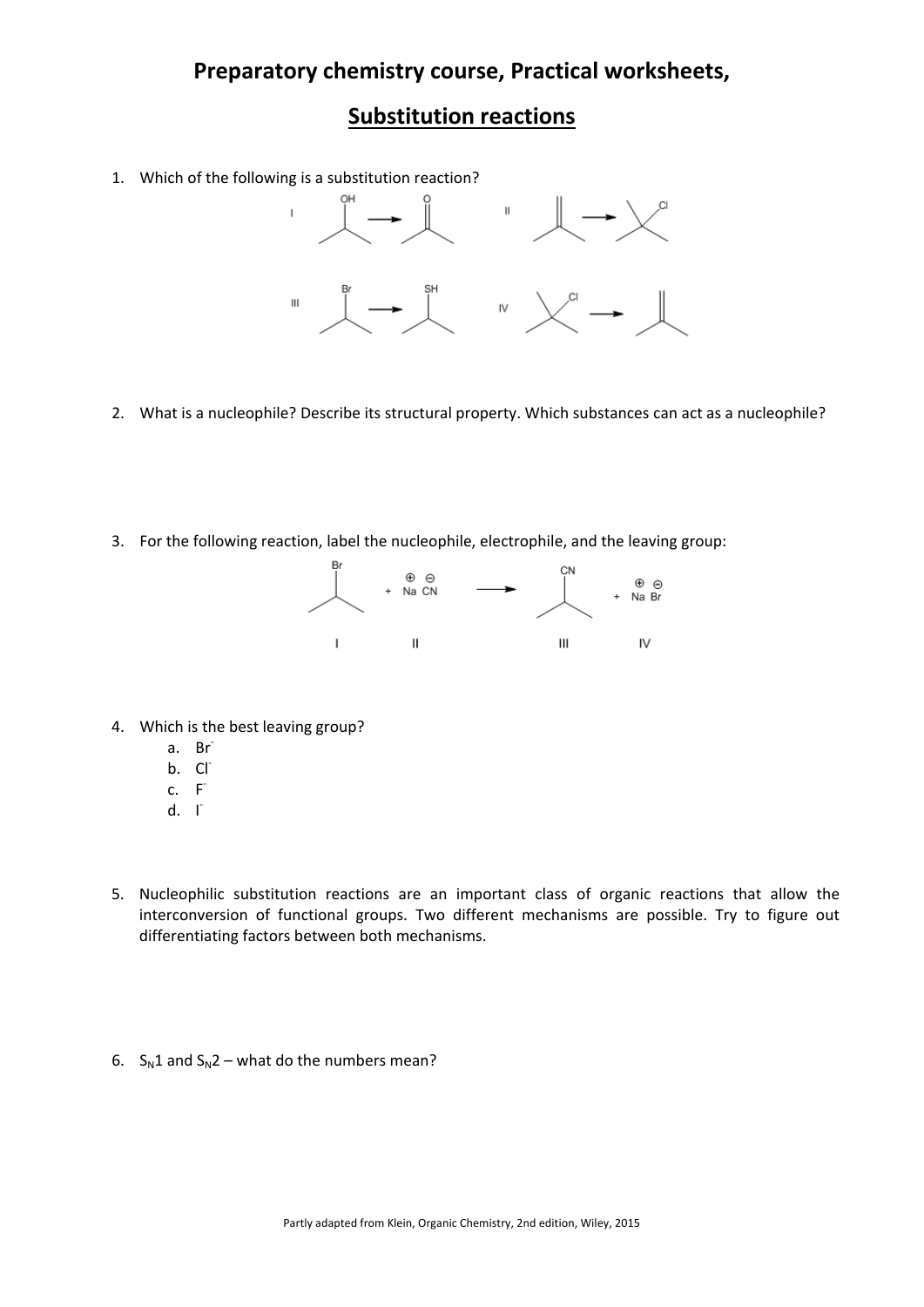# Preparatory chemistry course, Practical worksheets,

## Substitution reactions

1. Which of the following is a substitution reaction?

   I &nbsp;&nbsp; II

   III &nbsp;&nbsp; IV

2. What is a nucleophile? Describe its structural property. Which substances can act as a nucleophile?

3. For the following reaction, label the nucleophile, electrophile, and the leaving group:

   I + $Na^{\oplus}$ $CN^{\ominus}$ → III + $Na^{\oplus}$ $Br^{\ominus}$

   I &nbsp;&nbsp; II &nbsp;&nbsp; III &nbsp;&nbsp; IV

4. Which is the best leaving group?
   a. $Br^-$
   b. $Cl^-$
   c. $F^-$
   d. $I^-$

5. Nucleophilic substitution reactions are an important class of organic reactions that allow the interconversion of functional groups. Two different mechanisms are possible. Try to figure out differentiating factors between both mechanisms.

6. $S_N1$ and $S_N2$ – what do the numbers mean?

Partly adapted from Klein, Organic Chemistry, 2nd edition, Wiley, 2015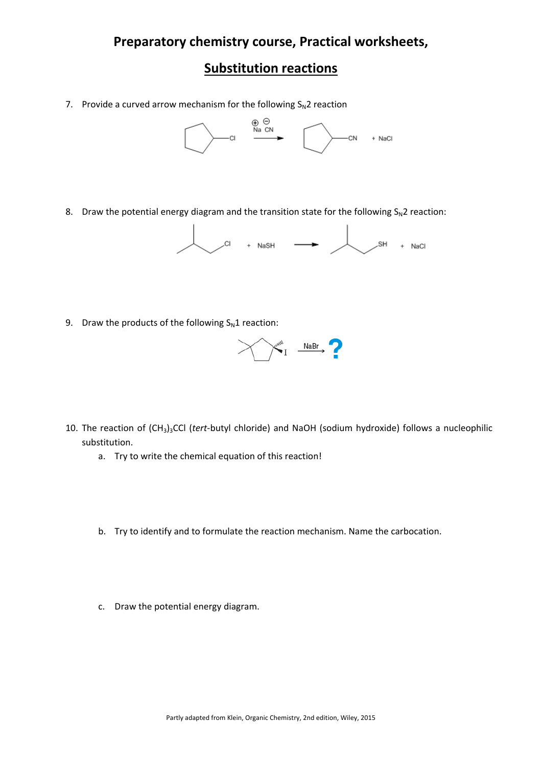# Preparatory chemistry course, Practical worksheets,

## Substitution reactions

7. Provide a curved arrow mechanism for the following $S_N2$ reaction

Cl ⊕ ⊖ Na CN CN + NaCl

8. Draw the potential energy diagram and the transition state for the following $S_N2$ reaction:

Cl + NaSH SH + NaCl

9. Draw the products of the following $S_N1$ reaction:

I NaBr ?

10. The reaction of $(CH_3)_3CCl$ (*tert*-butyl chloride) and NaOH (sodium hydroxide) follows a nucleophilic substitution.

    a. Try to write the chemical equation of this reaction!

    b. Try to identify and to formulate the reaction mechanism. Name the carbocation.

    c. Draw the potential energy diagram.

Partly adapted from Klein, Organic Chemistry, 2nd edition, Wiley, 2015